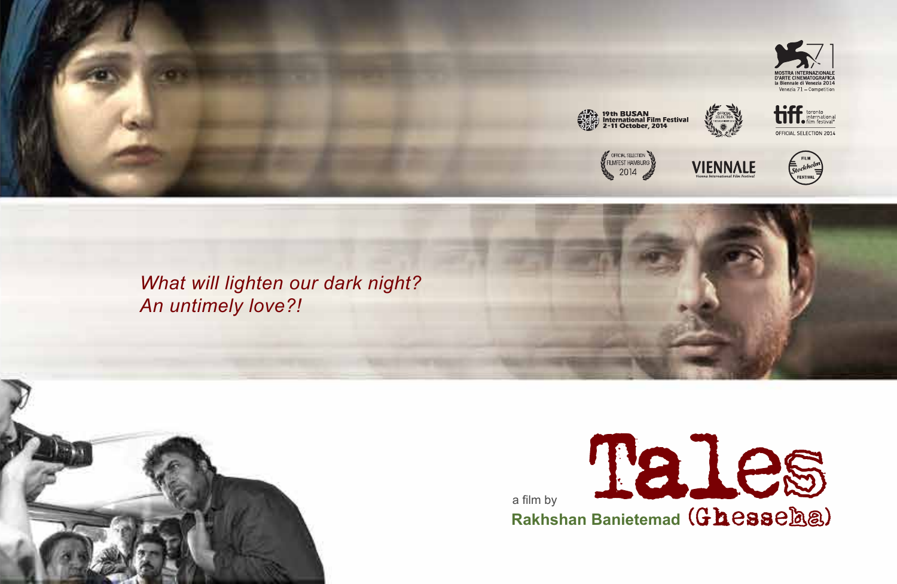MOSTRA INTERNAZIONALE D'ARTE CINEMATOGRAFICA
la Biennale di Venezia 2014
Venezia 71 – Competition

19th BUSAN International Film Festival
2-11 October, 2014

tiff. toronto international film festival
OFFICIAL SELECTION 2014

OFFICIAL SELECTION FILMFEST HAMBURG 2014

VIENNALE
Vienna International Film Festival

FILM Stockholm FESTIVAL

*What will lighten our dark night?*
*An untimely love?!*

# Tales

a film by
**Rakhshan Banietemad** (Ghesseha)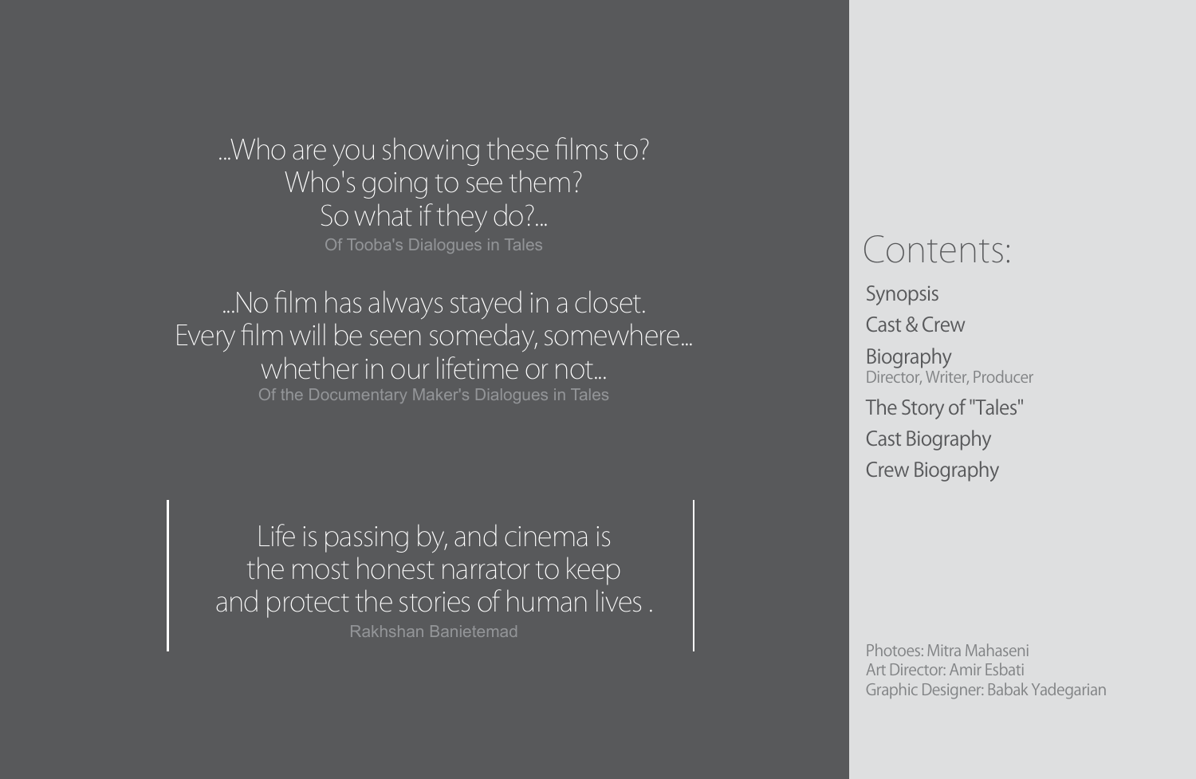...Who are you showing these films to?
Who's going to see them?
So what if they do?...

Of Tooba's Dialogues in Tales

...No film has always stayed in a closet.
Every film will be seen someday, somewhere...
whether in our lifetime or not...

Of the Documentary Maker's Dialogues in Tales

> Life is passing by, and cinema is
> the most honest narrator to keep
> and protect the stories of human lives .
>
> Rakhshan Banietemad

# Contents:

- Synopsis
- Cast & Crew
- Biography
  Director, Writer, Producer
- The Story of "Tales"
- Cast Biography
- Crew Biography

Photoes: Mitra Mahaseni
Art Director: Amir Esbati
Graphic Designer: Babak Yadegarian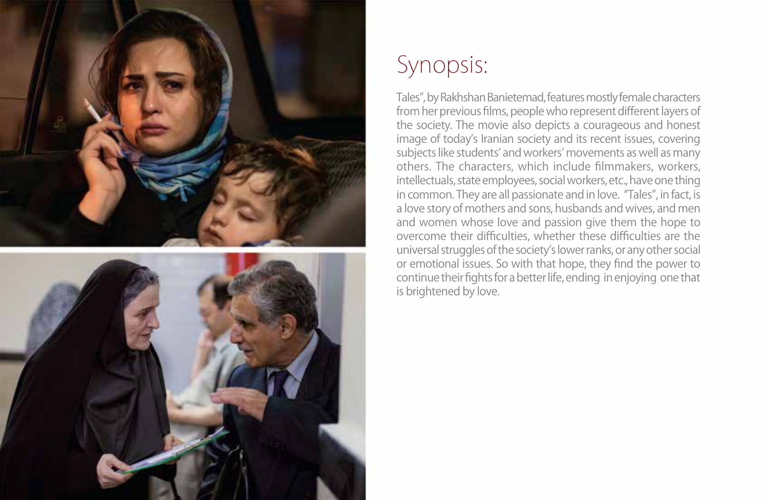# Synopsis:

Tales", by Rakhshan Banietemad, features mostly female characters from her previous films, people who represent different layers of the society. The movie also depicts a courageous and honest image of today's Iranian society and its recent issues, covering subjects like students' and workers' movements as well as many others. The characters, which include filmmakers, workers, intellectuals, state employees, social workers, etc., have one thing in common. They are all passionate and in love. "Tales", in fact, is a love story of mothers and sons, husbands and wives, and men and women whose love and passion give them the hope to overcome their difficulties, whether these difficulties are the universal struggles of the society's lower ranks, or any other social or emotional issues. So with that hope, they find the power to continue their fights for a better life, ending in enjoying one that is brightened by love.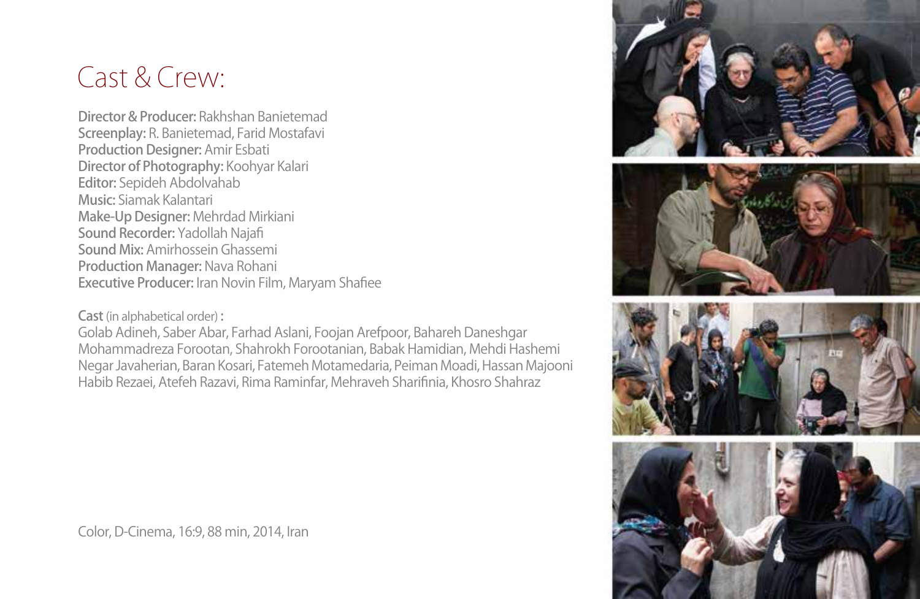# Cast & Crew:

**Director & Producer:** Rakhshan Banietemad
**Screenplay:** R. Banietemad, Farid Mostafavi
**Production Designer:** Amir Esbati
**Director of Photography:** Koohyar Kalari
**Editor:** Sepideh Abdolvahab
**Music:** Siamak Kalantari
**Make-Up Designer:** Mehrdad Mirkiani
**Sound Recorder:** Yadollah Najafi
**Sound Mix:** Amirhossein Ghassemi
**Production Manager:** Nava Rohani
**Executive Producer:** Iran Novin Film, Maryam Shafiee

**Cast** (in alphabetical order) **:**
Golab Adineh, Saber Abar, Farhad Aslani, Foojan Arefpoor, Bahareh Daneshgar
Mohammadreza Forootan, Shahrokh Forootanian, Babak Hamidian, Mehdi Hashemi
Negar Javaherian, Baran Kosari, Fatemeh Motamedaria, Peiman Moadi, Hassan Majooni
Habib Rezaei, Atefeh Razavi, Rima Raminfar, Mehraveh Sharifinia, Khosro Shahraz

Color, D-Cinema, 16:9, 88 min, 2014, Iran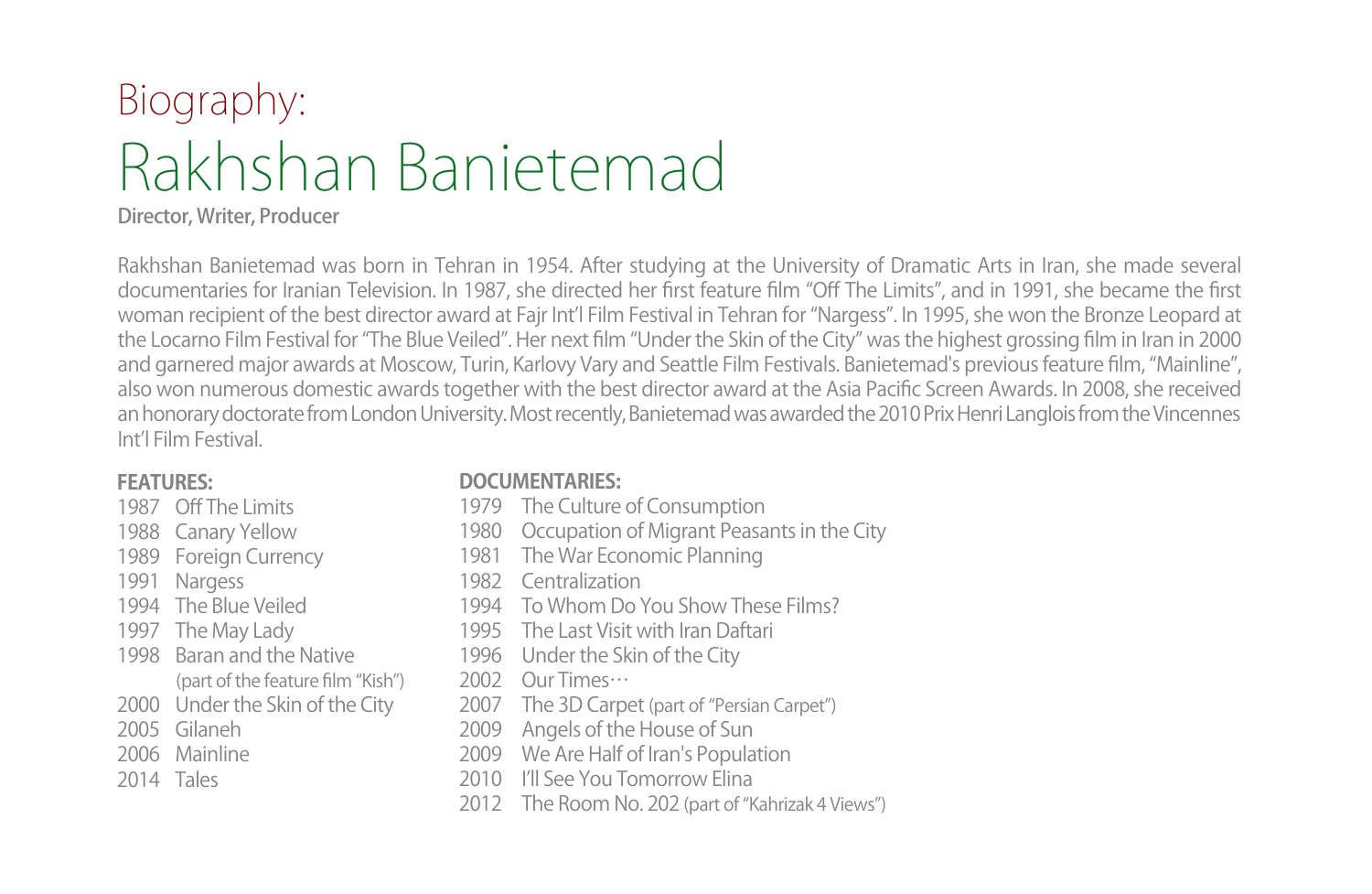# Biography:

# Rakhshan Banietemad

**Director, Writer, Producer**

Rakhshan Banietemad was born in Tehran in 1954. After studying at the University of Dramatic Arts in Iran, she made several documentaries for Iranian Television. In 1987, she directed her first feature film "Off The Limits", and in 1991, she became the first woman recipient of the best director award at Fajr Int'l Film Festival in Tehran for "Nargess". In 1995, she won the Bronze Leopard at the Locarno Film Festival for "The Blue Veiled". Her next film "Under the Skin of the City" was the highest grossing film in Iran in 2000 and garnered major awards at Moscow, Turin, Karlovy Vary and Seattle Film Festivals. Banietemad's previous feature film, "Mainline", also won numerous domestic awards together with the best director award at the Asia Pacific Screen Awards. In 2008, she received an honorary doctorate from London University. Most recently, Banietemad was awarded the 2010 Prix Henri Langlois from the Vincennes Int'l Film Festival.

**FEATURES:**

- 1987 Off The Limits
- 1988 Canary Yellow
- 1989 Foreign Currency
- 1991 Nargess
- 1994 The Blue Veiled
- 1997 The May Lady
- 1998 Baran and the Native (part of the feature film "Kish")
- 2000 Under the Skin of the City
- 2005 Gilaneh
- 2006 Mainline
- 2014 Tales

**DOCUMENTARIES:**

- 1979 The Culture of Consumption
- 1980 Occupation of Migrant Peasants in the City
- 1981 The War Economic Planning
- 1982 Centralization
- 1994 To Whom Do You Show These Films?
- 1995 The Last Visit with Iran Daftari
- 1996 Under the Skin of the City
- 2002 Our Times…
- 2007 The 3D Carpet (part of "Persian Carpet")
- 2009 Angels of the House of Sun
- 2009 We Are Half of Iran's Population
- 2010 I'll See You Tomorrow Elina
- 2012 The Room No. 202 (part of "Kahrizak 4 Views")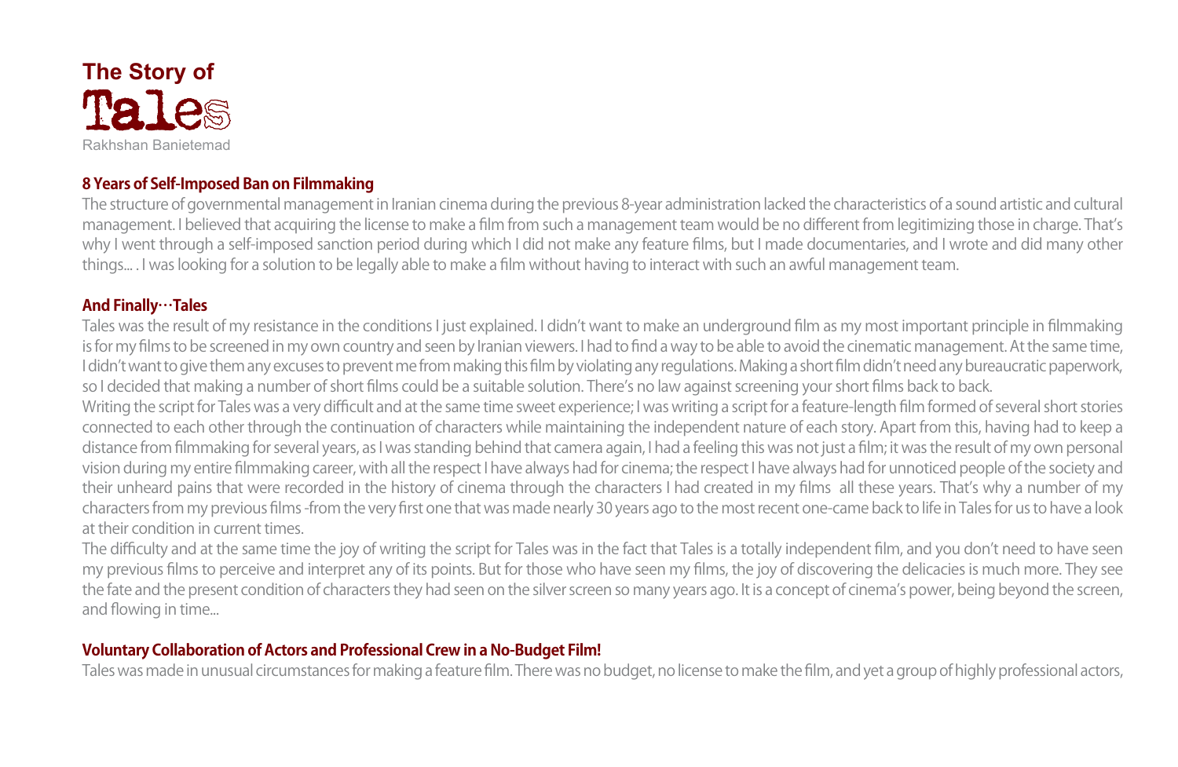# The Story of Tales

Rakhshan Banietemad

## 8 Years of Self-Imposed Ban on Filmmaking

The structure of governmental management in Iranian cinema during the previous 8-year administration lacked the characteristics of a sound artistic and cultural management. I believed that acquiring the license to make a film from such a management team would be no different from legitimizing those in charge. That's why I went through a self-imposed sanction period during which I did not make any feature films, but I made documentaries, and I wrote and did many other things... . I was looking for a solution to be legally able to make a film without having to interact with such an awful management team.

## And Finally…Tales

Tales was the result of my resistance in the conditions I just explained. I didn't want to make an underground film as my most important principle in filmmaking is for my films to be screened in my own country and seen by Iranian viewers. I had to find a way to be able to avoid the cinematic management. At the same time, I didn't want to give them any excuses to prevent me from making this film by violating any regulations. Making a short film didn't need any bureaucratic paperwork, so I decided that making a number of short films could be a suitable solution. There's no law against screening your short films back to back.

Writing the script for Tales was a very difficult and at the same time sweet experience; I was writing a script for a feature-length film formed of several short stories connected to each other through the continuation of characters while maintaining the independent nature of each story. Apart from this, having had to keep a distance from filmmaking for several years, as I was standing behind that camera again, I had a feeling this was not just a film; it was the result of my own personal vision during my entire filmmaking career, with all the respect I have always had for cinema; the respect I have always had for unnoticed people of the society and their unheard pains that were recorded in the history of cinema through the characters I had created in my films all these years. That's why a number of my characters from my previous films -from the very first one that was made nearly 30 years ago to the most recent one-came back to life in Tales for us to have a look at their condition in current times.

The difficulty and at the same time the joy of writing the script for Tales was in the fact that Tales is a totally independent film, and you don't need to have seen my previous films to perceive and interpret any of its points. But for those who have seen my films, the joy of discovering the delicacies is much more. They see the fate and the present condition of characters they had seen on the silver screen so many years ago. It is a concept of cinema's power, being beyond the screen, and flowing in time...

## Voluntary Collaboration of Actors and Professional Crew in a No-Budget Film!

Tales was made in unusual circumstances for making a feature film. There was no budget, no license to make the film, and yet a group of highly professional actors,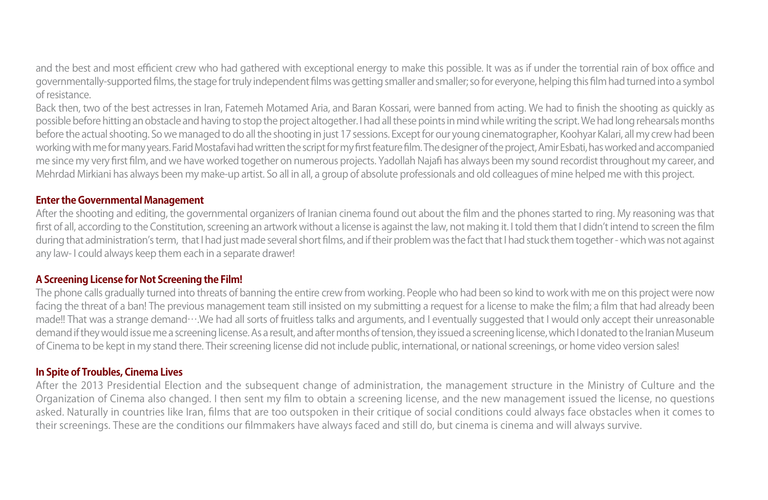and the best and most efficient crew who had gathered with exceptional energy to make this possible. It was as if under the torrential rain of box office and governmentally-supported films, the stage for truly independent films was getting smaller and smaller; so for everyone, helping this film had turned into a symbol of resistance.

Back then, two of the best actresses in Iran, Fatemeh Motamed Aria, and Baran Kossari, were banned from acting. We had to finish the shooting as quickly as possible before hitting an obstacle and having to stop the project altogether. I had all these points in mind while writing the script. We had long rehearsals months before the actual shooting. So we managed to do all the shooting in just 17 sessions. Except for our young cinematographer, Koohyar Kalari, all my crew had been working with me for many years. Farid Mostafavi had written the script for my first feature film. The designer of the project, Amir Esbati, has worked and accompanied me since my very first film, and we have worked together on numerous projects. Yadollah Najafi has always been my sound recordist throughout my career, and Mehrdad Mirkiani has always been my make-up artist. So all in all, a group of absolute professionals and old colleagues of mine helped me with this project.

### Enter the Governmental Management

After the shooting and editing, the governmental organizers of Iranian cinema found out about the film and the phones started to ring. My reasoning was that first of all, according to the Constitution, screening an artwork without a license is against the law, not making it. I told them that I didn't intend to screen the film during that administration's term, that I had just made several short films, and if their problem was the fact that I had stuck them together - which was not against any law- I could always keep them each in a separate drawer!

### A Screening License for Not Screening the Film!

The phone calls gradually turned into threats of banning the entire crew from working. People who had been so kind to work with me on this project were now facing the threat of a ban! The previous management team still insisted on my submitting a request for a license to make the film; a film that had already been made!! That was a strange demand….We had all sorts of fruitless talks and arguments, and I eventually suggested that I would only accept their unreasonable demand if they would issue me a screening license. As a result, and after months of tension, they issued a screening license, which I donated to the Iranian Museum of Cinema to be kept in my stand there. Their screening license did not include public, international, or national screenings, or home video version sales!

### In Spite of Troubles, Cinema Lives

After the 2013 Presidential Election and the subsequent change of administration, the management structure in the Ministry of Culture and the Organization of Cinema also changed. I then sent my film to obtain a screening license, and the new management issued the license, no questions asked. Naturally in countries like Iran, films that are too outspoken in their critique of social conditions could always face obstacles when it comes to their screenings. These are the conditions our filmmakers have always faced and still do, but cinema is cinema and will always survive.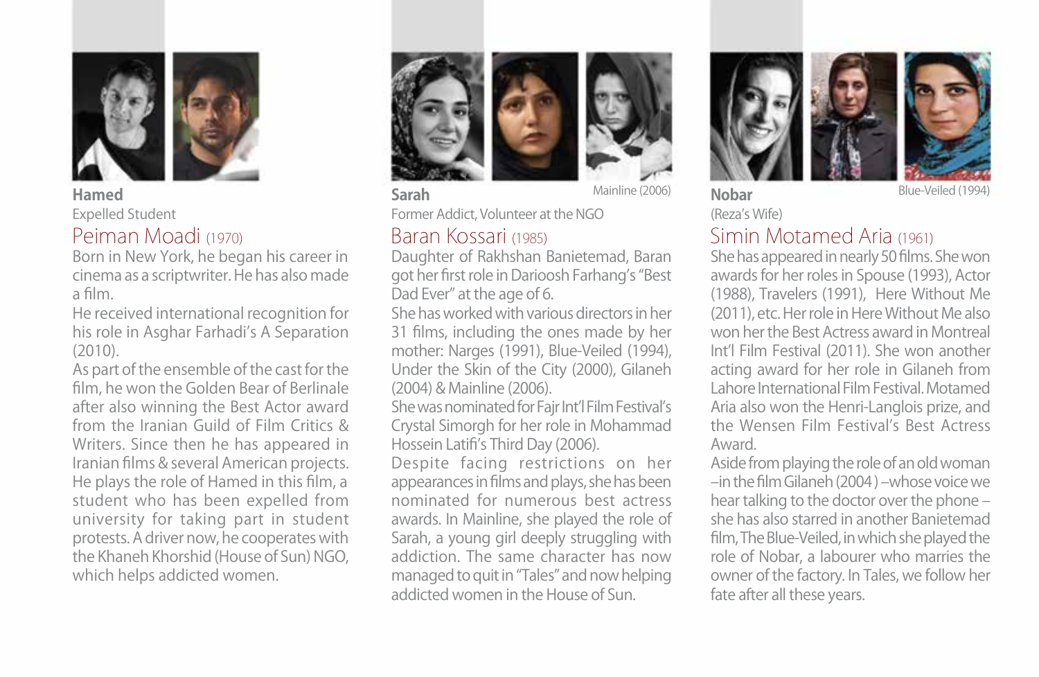## Hamed

Expelled Student

### Peiman Moadi (1970)

Born in New York, he began his career in cinema as a scriptwriter. He has also made a film.

He received international recognition for his role in Asghar Farhadi's A Separation (2010).

As part of the ensemble of the cast for the film, he won the Golden Bear of Berlinale after also winning the Best Actor award from the Iranian Guild of Film Critics & Writers. Since then he has appeared in Iranian films & several American projects. He plays the role of Hamed in this film, a student who has been expelled from university for taking part in student protests. A driver now, he cooperates with the Khaneh Khorshid (House of Sun) NGO, which helps addicted women.

Mainline (2006)

## Sarah

Former Addict, Volunteer at the NGO

### Baran Kossari (1985)

Daughter of Rakhshan Banietemad, Baran got her first role in Darioosh Farhang's "Best Dad Ever" at the age of 6.

She has worked with various directors in her 31 films, including the ones made by her mother: Narges (1991), Blue-Veiled (1994), Under the Skin of the City (2000), Gilaneh (2004) & Mainline (2006).

She was nominated for Fajr Int'l Film Festival's Crystal Simorgh for her role in Mohammad Hossein Latifi's Third Day (2006).

Despite facing restrictions on her appearances in films and plays, she has been nominated for numerous best actress awards. In Mainline, she played the role of Sarah, a young girl deeply struggling with addiction. The same character has now managed to quit in "Tales" and now helping addicted women in the House of Sun.

Blue-Veiled (1994)

## Nobar

(Reza's Wife)

### Simin Motamed Aria (1961)

She has appeared in nearly 50 films. She won awards for her roles in Spouse (1993), Actor (1988), Travelers (1991), Here Without Me (2011), etc. Her role in Here Without Me also won her the Best Actress award in Montreal Int'l Film Festival (2011). She won another acting award for her role in Gilaneh from Lahore International Film Festival. Motamed Aria also won the Henri-Langlois prize, and the Wensen Film Festival's Best Actress Award.

Aside from playing the role of an old woman –in the film Gilaneh (2004) –whose voice we hear talking to the doctor over the phone – she has also starred in another Banietemad film, The Blue-Veiled, in which she played the role of Nobar, a labourer who marries the owner of the factory. In Tales, we follow her fate after all these years.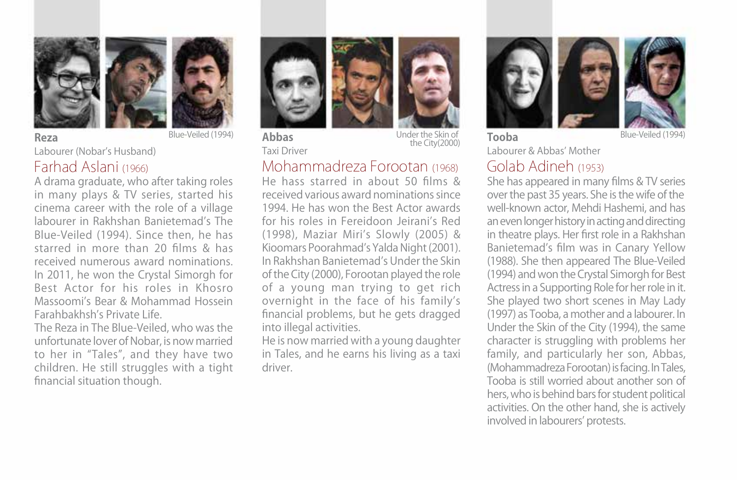**Reza**

Blue-Veiled (1994)

Labourer (Nobar's Husband)

## Farhad Aslani (1966)

A drama graduate, who after taking roles in many plays & TV series, started his cinema career with the role of a village labourer in Rakhshan Banietemad's The Blue-Veiled (1994). Since then, he has starred in more than 20 films & has received numerous award nominations. In 2011, he won the Crystal Simorgh for Best Actor for his roles in Khosro Massoomi's Bear & Mohammad Hossein Farahbakhsh's Private Life.

The Reza in The Blue-Veiled, who was the unfortunate lover of Nobar, is now married to her in "Tales", and they have two children. He still struggles with a tight financial situation though.

**Abbas**

Under the Skin of the City(2000)

Taxi Driver

## Mohammadreza Forootan (1968)

He hass starred in about 50 films & received various award nominations since 1994. He has won the Best Actor awards for his roles in Fereidoon Jeirani's Red (1998), Maziar Miri's Slowly (2005) & Kioomars Poorahmad's Yalda Night (2001). In Rakhshan Banietemad's Under the Skin of the City (2000), Forootan played the role of a young man trying to get rich overnight in the face of his family's financial problems, but he gets dragged into illegal activities.

He is now married with a young daughter in Tales, and he earns his living as a taxi driver.

**Tooba**

Blue-Veiled (1994)

Labourer & Abbas' Mother

## Golab Adineh (1953)

She has appeared in many films & TV series over the past 35 years. She is the wife of the well-known actor, Mehdi Hashemi, and has an even longer history in acting and directing in theatre plays. Her first role in a Rakhshan Banietemad's film was in Canary Yellow (1988). She then appeared The Blue-Veiled (1994) and won the Crystal Simorgh for Best Actress in a Supporting Role for her role in it. She played two short scenes in May Lady (1997) as Tooba, a mother and a labourer. In Under the Skin of the City (1994), the same character is struggling with problems her family, and particularly her son, Abbas, (Mohammadreza Forootan) is facing. In Tales, Tooba is still worried about another son of hers, who is behind bars for student political activities. On the other hand, she is actively involved in labourers' protests.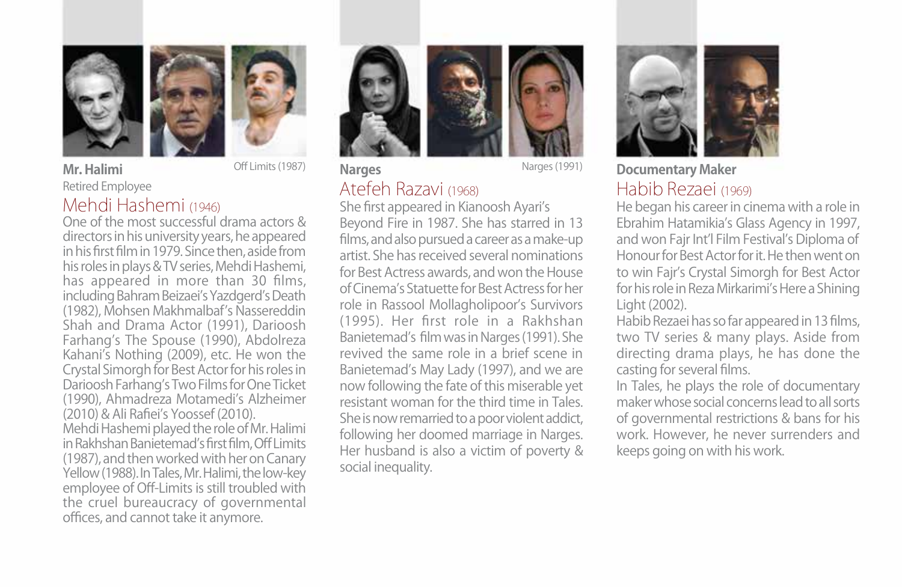**Mr. Halimi**

Off Limits (1987)

Retired Employee

## Mehdi Hashemi (1946)

One of the most successful drama actors & directors in his university years, he appeared in his first film in 1979. Since then, aside from his roles in plays & TV series, Mehdi Hashemi, has appeared in more than 30 films, including Bahram Beizaei's Yazdgerd's Death (1982), Mohsen Makhmalbaf's Nassereddin Shah and Drama Actor (1991), Darioosh Farhang's The Spouse (1990), Abdolreza Kahani's Nothing (2009), etc. He won the Crystal Simorgh for Best Actor for his roles in Darioosh Farhang's Two Films for One Ticket (1990), Ahmadreza Motamedi's Alzheimer (2010) & Ali Rafiei's Yoossef (2010).

Mehdi Hashemi played the role of Mr. Halimi in Rakhshan Banietemad's first film, Off Limits (1987), and then worked with her on Canary Yellow (1988). In Tales, Mr. Halimi, the low-key employee of Off-Limits is still troubled with the cruel bureaucracy of governmental offices, and cannot take it anymore.

**Narges**

Narges (1991)

## Atefeh Razavi (1968)

She first appeared in Kianoosh Ayari's Beyond Fire in 1987. She has starred in 13 films, and also pursued a career as a make-up artist. She has received several nominations for Best Actress awards, and won the House of Cinema's Statuette for Best Actress for her role in Rassool Mollagholipoor's Survivors (1995). Her first role in a Rakhshan Banietemad's film was in Narges (1991). She revived the same role in a brief scene in Banietemad's May Lady (1997), and we are now following the fate of this miserable yet resistant woman for the third time in Tales. She is now remarried to a poor violent addict, following her doomed marriage in Narges. Her husband is also a victim of poverty & social inequality.

**Documentary Maker**

## Habib Rezaei (1969)

He began his career in cinema with a role in Ebrahim Hatamikia's Glass Agency in 1997, and won Fajr Int'l Film Festival's Diploma of Honour for Best Actor for it. He then went on to win Fajr's Crystal Simorgh for Best Actor for his role in Reza Mirkarimi's Here a Shining Light (2002).

Habib Rezaei has so far appeared in 13 films, two TV series & many plays. Aside from directing drama plays, he has done the casting for several films.

In Tales, he plays the role of documentary maker whose social concerns lead to all sorts of governmental restrictions & bans for his work. However, he never surrenders and keeps going on with his work.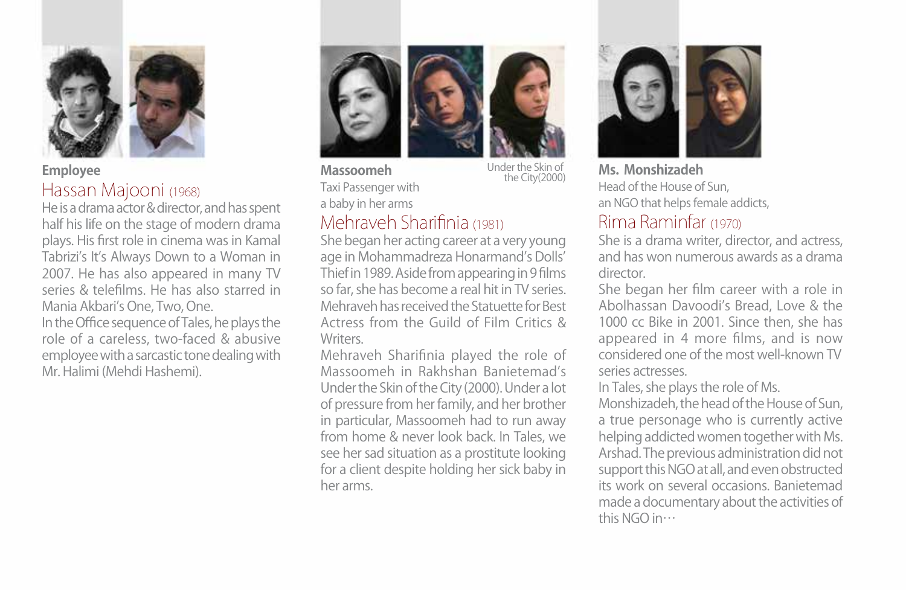**Employee**

## Hassan Majooni (1968)

He is a drama actor & director, and has spent half his life on the stage of modern drama plays. His first role in cinema was in Kamal Tabrizi's It's Always Down to a Woman in 2007. He has also appeared in many TV series & telefilms. He has also starred in Mania Akbari's One, Two, One.

In the Office sequence of Tales, he plays the role of a careless, two-faced & abusive employee with a sarcastic tone dealing with Mr. Halimi (Mehdi Hashemi).

**Massoomeh**

Taxi Passenger with a baby in her arms

Under the Skin of the City(2000)

## Mehraveh Sharifinia (1981)

She began her acting career at a very young age in Mohammadreza Honarmand's Dolls' Thief in 1989. Aside from appearing in 9 films so far, she has become a real hit in TV series. Mehraveh has received the Statuette for Best Actress from the Guild of Film Critics & Writers.

Mehraveh Sharifinia played the role of Massoomeh in Rakhshan Banietemad's Under the Skin of the City (2000). Under a lot of pressure from her family, and her brother in particular, Massoomeh had to run away from home & never look back. In Tales, we see her sad situation as a prostitute looking for a client despite holding her sick baby in her arms.

**Ms. Monshizadeh**

Head of the House of Sun, an NGO that helps female addicts,

## Rima Raminfar (1970)

She is a drama writer, director, and actress, and has won numerous awards as a drama director.

She began her film career with a role in Abolhassan Davoodi's Bread, Love & the 1000 cc Bike in 2001. Since then, she has appeared in 4 more films, and is now considered one of the most well-known TV series actresses.

In Tales, she plays the role of Ms. Monshizadeh, the head of the House of Sun, a true personage who is currently active helping addicted women together with Ms. Arshad. The previous administration did not support this NGO at all, and even obstructed its work on several occasions. Banietemad made a documentary about the activities of this NGO in…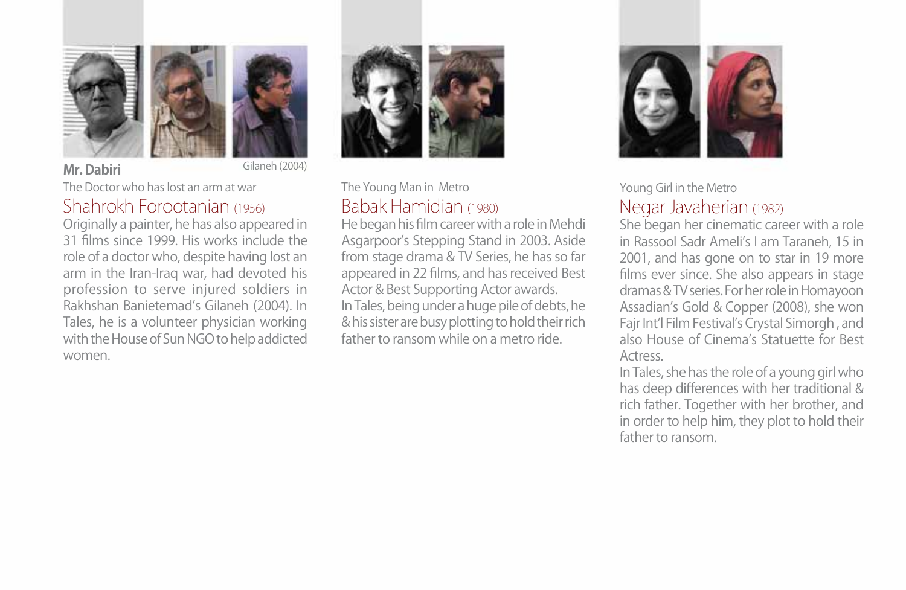**Mr. Dabiri**

Gilaneh (2004)

The Doctor who has lost an arm at war

## Shahrokh Forootanian (1956)

Originally a painter, he has also appeared in 31 films since 1999. His works include the role of a doctor who, despite having lost an arm in the Iran-Iraq war, had devoted his profession to serve injured soldiers in Rakhshan Banietemad's Gilaneh (2004). In Tales, he is a volunteer physician working with the House of Sun NGO to help addicted women.

The Young Man in Metro

## Babak Hamidian (1980)

He began his film career with a role in Mehdi Asgarpoor's Stepping Stand in 2003. Aside from stage drama & TV Series, he has so far appeared in 22 films, and has received Best Actor & Best Supporting Actor awards.

In Tales, being under a huge pile of debts, he & his sister are busy plotting to hold their rich father to ransom while on a metro ride.

Young Girl in the Metro

## Negar Javaherian (1982)

She began her cinematic career with a role in Rassool Sadr Ameli's I am Taraneh, 15 in 2001, and has gone on to star in 19 more films ever since. She also appears in stage dramas & TV series. For her role in Homayoon Assadian's Gold & Copper (2008), she won Fajr Int'l Film Festival's Crystal Simorgh , and also House of Cinema's Statuette for Best Actress.

In Tales, she has the role of a young girl who has deep differences with her traditional & rich father. Together with her brother, and in order to help him, they plot to hold their father to ransom.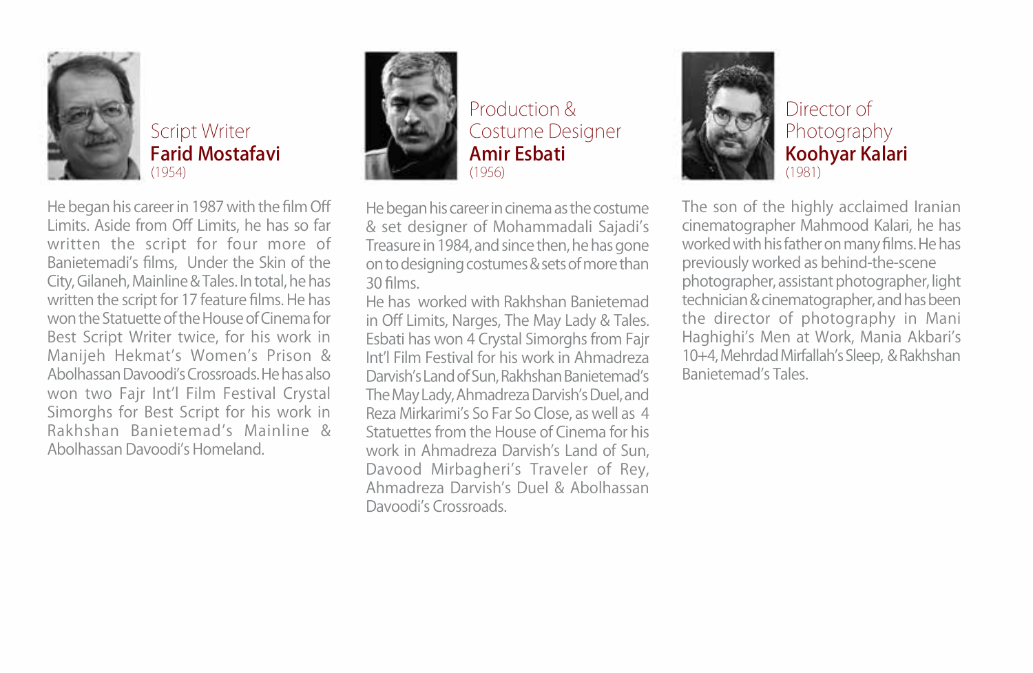Script Writer
**Farid Mostafavi**
(1954)

He began his career in 1987 with the film Off Limits. Aside from Off Limits, he has so far written the script for four more of Banietemadi's films, Under the Skin of the City, Gilaneh, Mainline & Tales. In total, he has written the script for 17 feature films. He has won the Statuette of the House of Cinema for Best Script Writer twice, for his work in Manijeh Hekmat's Women's Prison & Abolhassan Davoodi's Crossroads. He has also won two Fajr Int'l Film Festival Crystal Simorghs for Best Script for his work in Rakhshan Banietemad's Mainline & Abolhassan Davoodi's Homeland.

Production &
Costume Designer
**Amir Esbati**
(1956)

He began his career in cinema as the costume & set designer of Mohammadali Sajadi's Treasure in 1984, and since then, he has gone on to designing costumes & sets of more than 30 films.
He has worked with Rakhshan Banietemad in Off Limits, Narges, The May Lady & Tales. Esbati has won 4 Crystal Simorghs from Fajr Int'l Film Festival for his work in Ahmadreza Darvish's Land of Sun, Rakhshan Banietemad's The May Lady, Ahmadreza Darvish's Duel, and Reza Mirkarimi's So Far So Close, as well as 4 Statuettes from the House of Cinema for his work in Ahmadreza Darvish's Land of Sun, Davood Mirbagheri's Traveler of Rey, Ahmadreza Darvish's Duel & Abolhassan Davoodi's Crossroads.

Director of
Photography
**Koohyar Kalari**
(1981)

The son of the highly acclaimed Iranian cinematographer Mahmood Kalari, he has worked with his father on many films. He has previously worked as behind-the-scene photographer, assistant photographer, light technician & cinematographer, and has been the director of photography in Mani Haghighi's Men at Work, Mania Akbari's 10+4, Mehrdad Mirfallah's Sleep, & Rakhshan Banietemad's Tales.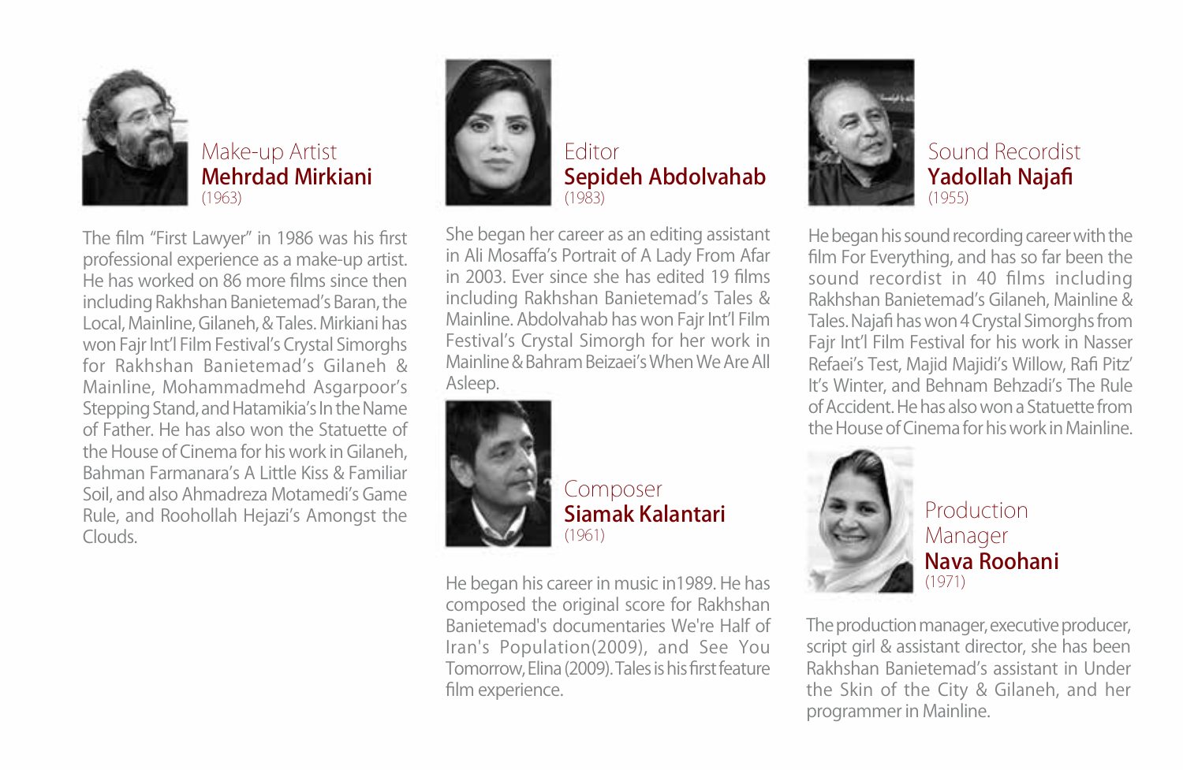## Make-up Artist
### Mehrdad Mirkiani
(1963)

The film “First Lawyer” in 1986 was his first professional experience as a make-up artist. He has worked on 86 more films since then including Rakhshan Banietemad’s Baran, the Local, Mainline, Gilaneh, & Tales. Mirkiani has won Fajr Int’l Film Festival’s Crystal Simorghs for Rakhshan Banietemad’s Gilaneh & Mainline, Mohammadmehd Asgarpoor’s Stepping Stand, and Hatamikia’s In the Name of Father. He has also won the Statuette of the House of Cinema for his work in Gilaneh, Bahman Farmanara’s A Little Kiss & Familiar Soil, and also Ahmadreza Motamedi’s Game Rule, and Roohollah Hejazi’s Amongst the Clouds.

## Editor
### Sepideh Abdolvahab
(1983)

She began her career as an editing assistant in Ali Mosaffa’s Portrait of A Lady From Afar in 2003. Ever since she has edited 19 films including Rakhshan Banietemad’s Tales & Mainline. Abdolvahab has won Fajr Int’l Film Festival’s Crystal Simorgh for her work in Mainline & Bahram Beizaei’s When We Are All Asleep.

## Composer
### Siamak Kalantari
(1961)

He began his career in music in1989. He has composed the original score for Rakhshan Banietemad's documentaries We're Half of Iran's Population(2009), and See You Tomorrow, Elina (2009). Tales is his first feature film experience.

## Sound Recordist
### Yadollah Najafi
(1955)

He began his sound recording career with the film For Everything, and has so far been the sound recordist in 40 films including Rakhshan Banietemad’s Gilaneh, Mainline & Tales. Najafi has won 4 Crystal Simorghs from Fajr Int’l Film Festival for his work in Nasser Refaei’s Test, Majid Majidi’s Willow, Rafi Pitz’ It’s Winter, and Behnam Behzadi’s The Rule of Accident. He has also won a Statuette from the House of Cinema for his work in Mainline.

## Production Manager
### Nava Roohani
(1971)

The production manager, executive producer, script girl & assistant director, she has been Rakhshan Banietemad’s assistant in Under the Skin of the City & Gilaneh, and her programmer in Mainline.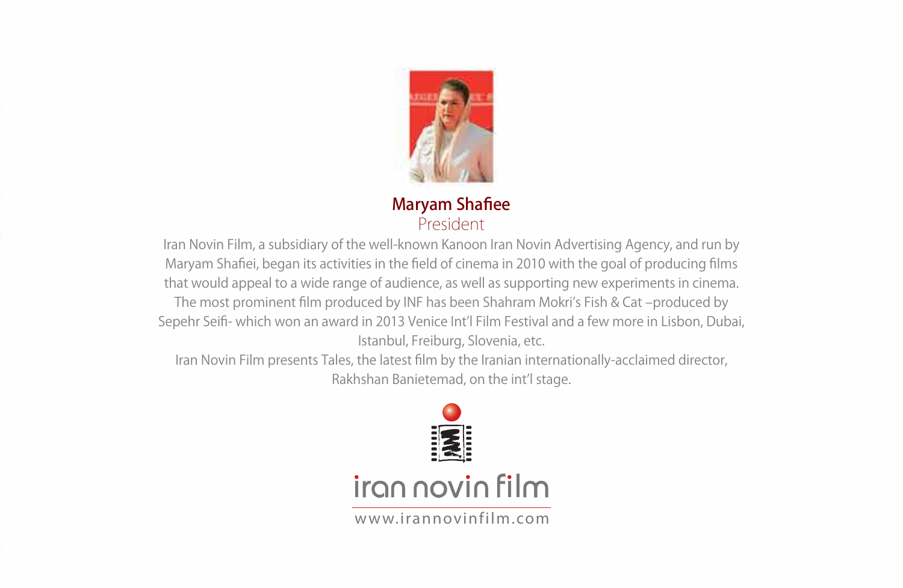## Maryam Shafiee

President

Iran Novin Film, a subsidiary of the well-known Kanoon Iran Novin Advertising Agency, and run by Maryam Shafiei, began its activities in the field of cinema in 2010 with the goal of producing films that would appeal to a wide range of audience, as well as supporting new experiments in cinema. The most prominent film produced by INF has been Shahram Mokri's Fish & Cat –produced by Sepehr Seifi- which won an award in 2013 Venice Int'l Film Festival and a few more in Lisbon, Dubai, Istanbul, Freiburg, Slovenia, etc.

Iran Novin Film presents Tales, the latest film by the Iranian internationally-acclaimed director, Rakhshan Banietemad, on the int'l stage.

iran novin film

www.irannovinfilm.com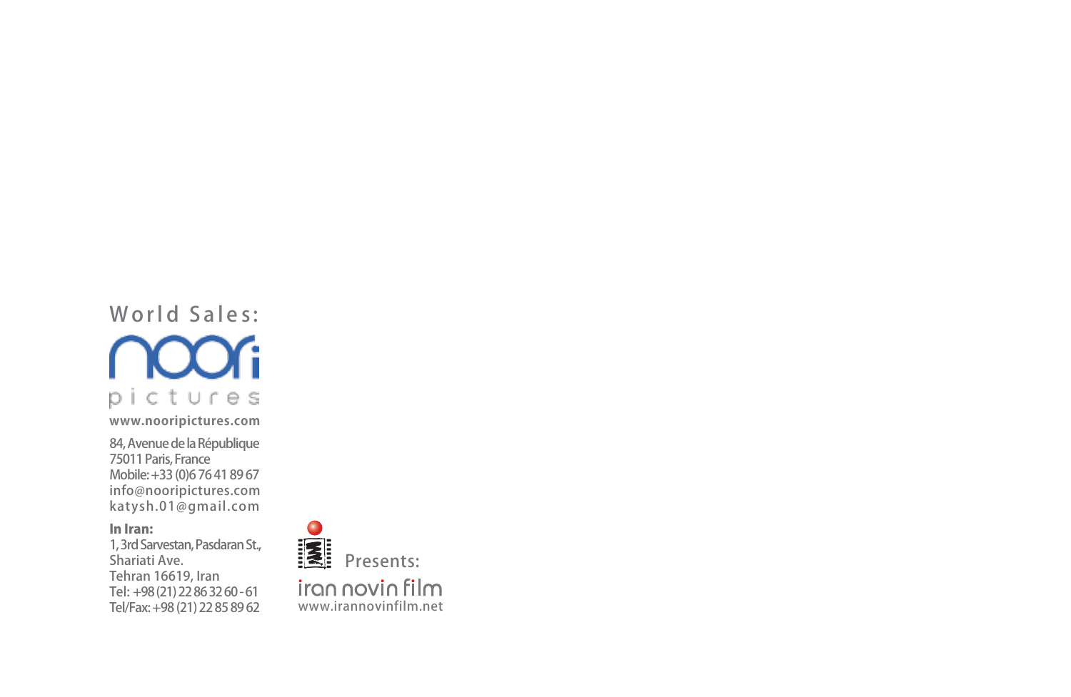World Sales:

noori pictures

www.nooripictures.com

84, Avenue de la République
75011 Paris, France
Mobile: +33 (0)6 76 41 89 67
info@nooripictures.com
katysh.01@gmail.com

**In Iran:**
1, 3rd Sarvestan, Pasdaran St.,
Shariati Ave.
Tehran 16619, Iran
Tel: +98 (21) 22 86 32 60 - 61
Tel/Fax: +98 (21) 22 85 89 62

Presents:

iran novin film
www.irannovinfilm.net